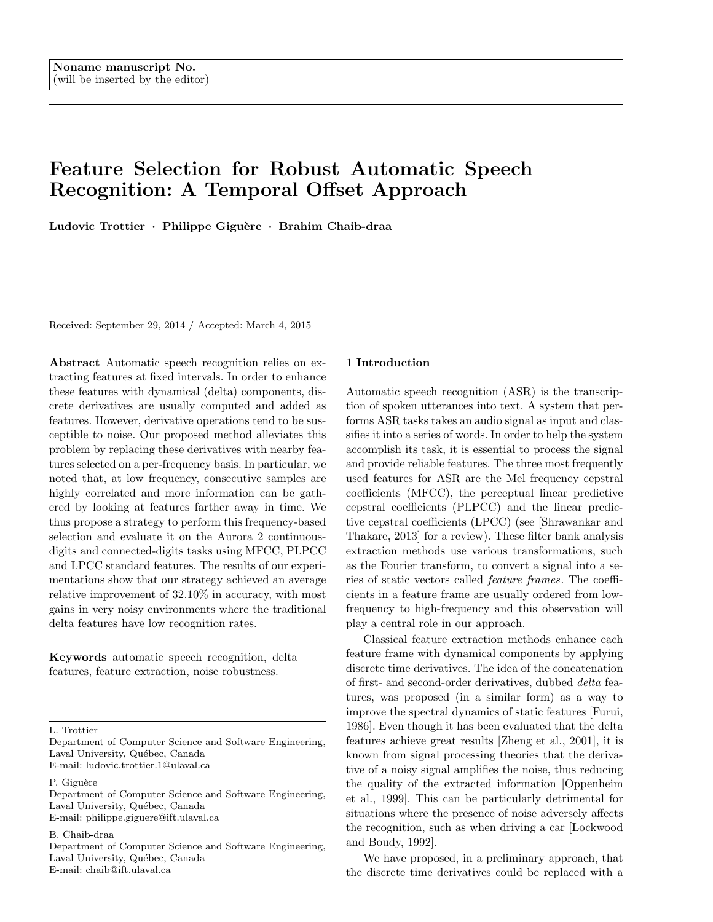Noname manuscript No.
(will be inserted by the editor)

# Feature Selection for Robust Automatic Speech Recognition: A Temporal Offset Approach

**Ludovic Trottier · Philippe Giguère · Brahim Chaib-draa**

Received: September 29, 2014 / Accepted: March 4, 2015

**Abstract** Automatic speech recognition relies on extracting features at fixed intervals. In order to enhance these features with dynamical (delta) components, discrete derivatives are usually computed and added as features. However, derivative operations tend to be susceptible to noise. Our proposed method alleviates this problem by replacing these derivatives with nearby features selected on a per-frequency basis. In particular, we noted that, at low frequency, consecutive samples are highly correlated and more information can be gathered by looking at features farther away in time. We thus propose a strategy to perform this frequency-based selection and evaluate it on the Aurora 2 continuous-digits and connected-digits tasks using MFCC, PLPCC and LPCC standard features. The results of our experimentations show that our strategy achieved an average relative improvement of 32.10% in accuracy, with most gains in very noisy environments where the traditional delta features have low recognition rates.

**Keywords** automatic speech recognition, delta features, feature extraction, noise robustness.

L. Trottier
Department of Computer Science and Software Engineering, Laval University, Québec, Canada
E-mail: ludovic.trottier.1@ulaval.ca

P. Giguère
Department of Computer Science and Software Engineering, Laval University, Québec, Canada
E-mail: philippe.giguere@ift.ulaval.ca

B. Chaib-draa
Department of Computer Science and Software Engineering, Laval University, Québec, Canada
E-mail: chaib@ift.ulaval.ca

## 1 Introduction

Automatic speech recognition (ASR) is the transcription of spoken utterances into text. A system that performs ASR tasks takes an audio signal as input and classifies it into a series of words. In order to help the system accomplish its task, it is essential to process the signal and provide reliable features. The three most frequently used features for ASR are the Mel frequency cepstral coefficients (MFCC), the perceptual linear predictive cepstral coefficients (PLPCC) and the linear predictive cepstral coefficients (LPCC) (see [Shrawankar and Thakare, 2013] for a review). These filter bank analysis extraction methods use various transformations, such as the Fourier transform, to convert a signal into a series of static vectors called *feature frames*. The coefficients in a feature frame are usually ordered from low-frequency to high-frequency and this observation will play a central role in our approach.

Classical feature extraction methods enhance each feature frame with dynamical components by applying discrete time derivatives. The idea of the concatenation of first- and second-order derivatives, dubbed *delta* features, was proposed (in a similar form) as a way to improve the spectral dynamics of static features [Furui, 1986]. Even though it has been evaluated that the delta features achieve great results [Zheng et al., 2001], it is known from signal processing theories that the derivative of a noisy signal amplifies the noise, thus reducing the quality of the extracted information [Oppenheim et al., 1999]. This can be particularly detrimental for situations where the presence of noise adversely affects the recognition, such as when driving a car [Lockwood and Boudy, 1992].

We have proposed, in a preliminary approach, that the discrete time derivatives could be replaced with a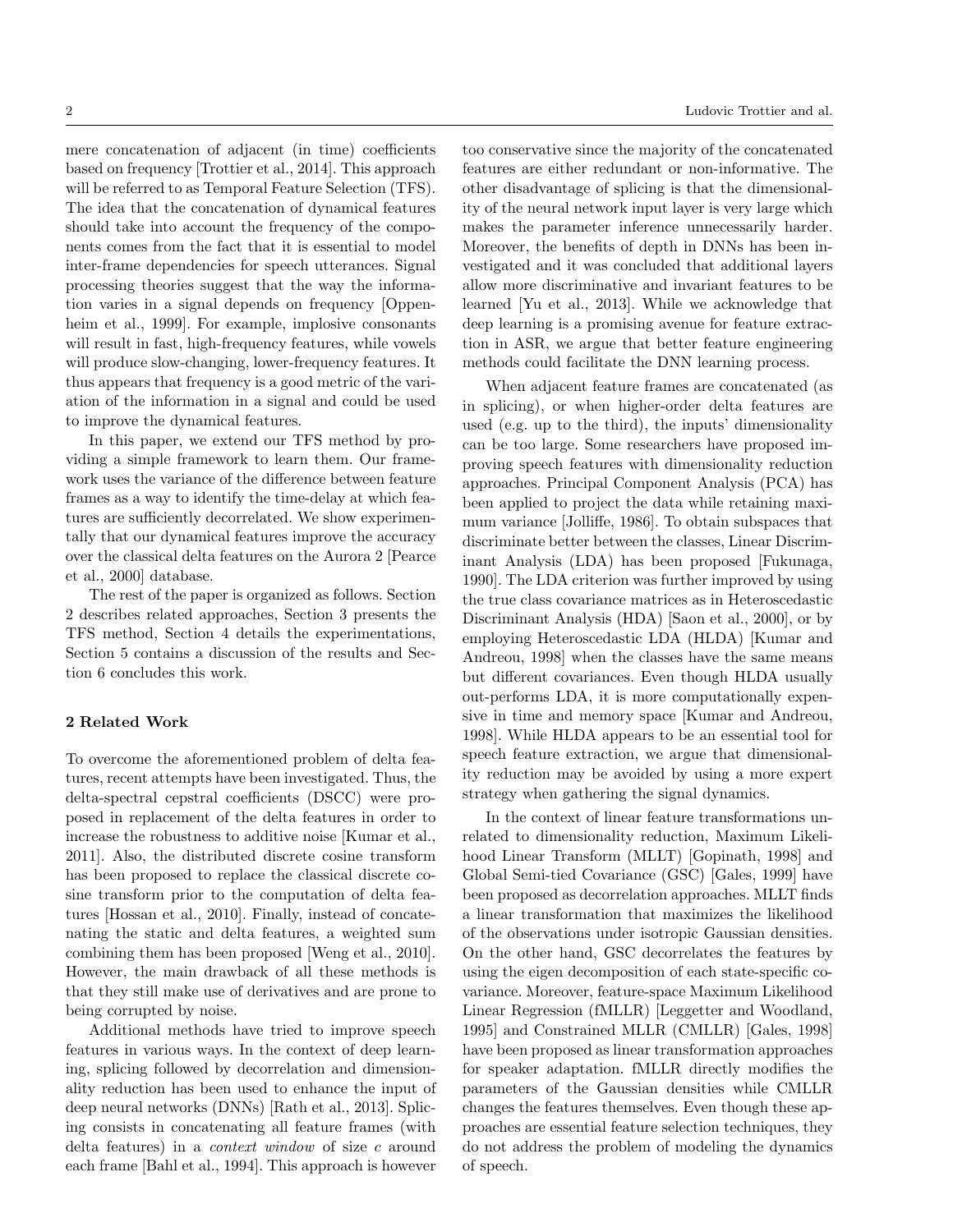mere concatenation of adjacent (in time) coefficients based on frequency [Trottier et al., 2014]. This approach will be referred to as Temporal Feature Selection (TFS). The idea that the concatenation of dynamical features should take into account the frequency of the components comes from the fact that it is essential to model inter-frame dependencies for speech utterances. Signal processing theories suggest that the way the information varies in a signal depends on frequency [Oppenheim et al., 1999]. For example, implosive consonants will result in fast, high-frequency features, while vowels will produce slow-changing, lower-frequency features. It thus appears that frequency is a good metric of the variation of the information in a signal and could be used to improve the dynamical features.

In this paper, we extend our TFS method by providing a simple framework to learn them. Our framework uses the variance of the difference between feature frames as a way to identify the time-delay at which features are sufficiently decorrelated. We show experimentally that our dynamical features improve the accuracy over the classical delta features on the Aurora 2 [Pearce et al., 2000] database.

The rest of the paper is organized as follows. Section 2 describes related approaches, Section 3 presents the TFS method, Section 4 details the experimentations, Section 5 contains a discussion of the results and Section 6 concludes this work.

## 2 Related Work

To overcome the aforementioned problem of delta features, recent attempts have been investigated. Thus, the delta-spectral cepstral coefficients (DSCC) were proposed in replacement of the delta features in order to increase the robustness to additive noise [Kumar et al., 2011]. Also, the distributed discrete cosine transform has been proposed to replace the classical discrete cosine transform prior to the computation of delta features [Hossan et al., 2010]. Finally, instead of concatenating the static and delta features, a weighted sum combining them has been proposed [Weng et al., 2010]. However, the main drawback of all these methods is that they still make use of derivatives and are prone to being corrupted by noise.

Additional methods have tried to improve speech features in various ways. In the context of deep learning, splicing followed by decorrelation and dimensionality reduction has been used to enhance the input of deep neural networks (DNNs) [Rath et al., 2013]. Splicing consists in concatenating all feature frames (with delta features) in a *context window* of size $c$ around each frame [Bahl et al., 1994]. This approach is however too conservative since the majority of the concatenated features are either redundant or non-informative. The other disadvantage of splicing is that the dimensionality of the neural network input layer is very large which makes the parameter inference unnecessarily harder. Moreover, the benefits of depth in DNNs has been investigated and it was concluded that additional layers allow more discriminative and invariant features to be learned [Yu et al., 2013]. While we acknowledge that deep learning is a promising avenue for feature extraction in ASR, we argue that better feature engineering methods could facilitate the DNN learning process.

When adjacent feature frames are concatenated (as in splicing), or when higher-order delta features are used (e.g. up to the third), the inputs' dimensionality can be too large. Some researchers have proposed improving speech features with dimensionality reduction approaches. Principal Component Analysis (PCA) has been applied to project the data while retaining maximum variance [Jolliffe, 1986]. To obtain subspaces that discriminate better between the classes, Linear Discriminant Analysis (LDA) has been proposed [Fukunaga, 1990]. The LDA criterion was further improved by using the true class covariance matrices as in Heteroscedastic Discriminant Analysis (HDA) [Saon et al., 2000], or by employing Heteroscedastic LDA (HLDA) [Kumar and Andreou, 1998] when the classes have the same means but different covariances. Even though HLDA usually out-performs LDA, it is more computationally expensive in time and memory space [Kumar and Andreou, 1998]. While HLDA appears to be an essential tool for speech feature extraction, we argue that dimensionality reduction may be avoided by using a more expert strategy when gathering the signal dynamics.

In the context of linear feature transformations unrelated to dimensionality reduction, Maximum Likelihood Linear Transform (MLLT) [Gopinath, 1998] and Global Semi-tied Covariance (GSC) [Gales, 1999] have been proposed as decorrelation approaches. MLLT finds a linear transformation that maximizes the likelihood of the observations under isotropic Gaussian densities. On the other hand, GSC decorrelates the features by using the eigen decomposition of each state-specific covariance. Moreover, feature-space Maximum Likelihood Linear Regression (fMLLR) [Leggetter and Woodland, 1995] and Constrained MLLR (CMLLR) [Gales, 1998] have been proposed as linear transformation approaches for speaker adaptation. fMLLR directly modifies the parameters of the Gaussian densities while CMLLR changes the features themselves. Even though these approaches are essential feature selection techniques, they do not address the problem of modeling the dynamics of speech.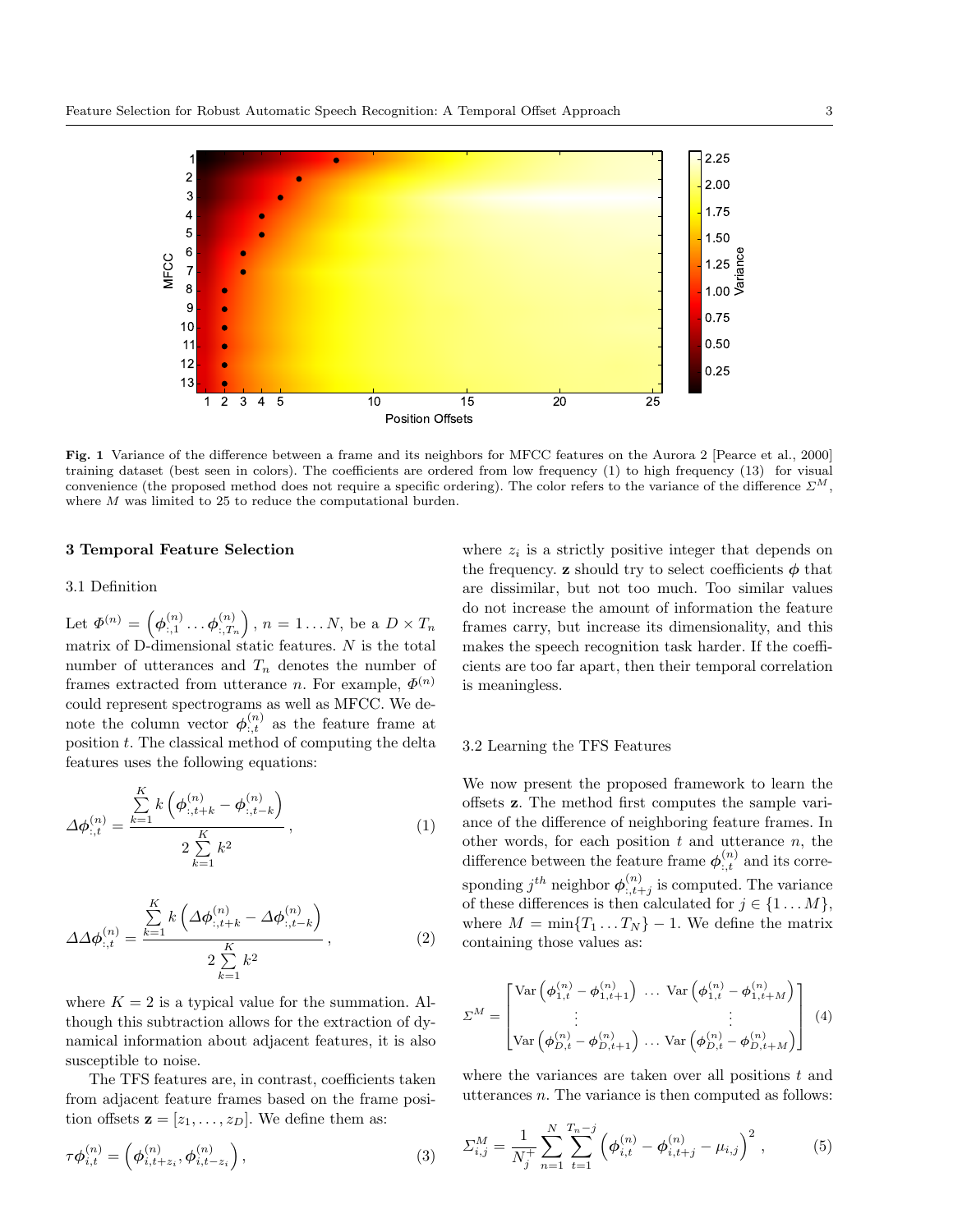**Fig. 1** Variance of the difference between a frame and its neighbors for MFCC features on the Aurora 2 [Pearce et al., 2000] training dataset (best seen in colors). The coefficients are ordered from low frequency (1) to high frequency (13) for visual convenience (the proposed method does not require a specific ordering). The color refers to the variance of the difference $\Sigma^M$, where $M$ was limited to 25 to reduce the computational burden.

## 3 Temporal Feature Selection

### 3.1 Definition

Let $\Phi^{(n)} = \left(\boldsymbol{\phi}^{(n)}_{:,1} \dots \boldsymbol{\phi}^{(n)}_{:,T_n}\right)$, $n = 1 \dots N$, be a $D \times T_n$ matrix of D-dimensional static features. $N$ is the total number of utterances and $T_n$ denotes the number of frames extracted from utterance $n$. For example, $\Phi^{(n)}$ could represent spectrograms as well as MFCC. We denote the column vector $\boldsymbol{\phi}^{(n)}_{:,t}$ as the feature frame at position $t$. The classical method of computing the delta features uses the following equations:

$$\Delta\boldsymbol{\phi}^{(n)}_{:,t} = \frac{\sum_{k=1}^{K} k\left(\boldsymbol{\phi}^{(n)}_{:,t+k} - \boldsymbol{\phi}^{(n)}_{:,t-k}\right)}{2\sum_{k=1}^{K} k^2}, \tag{1}$$

$$\Delta\Delta\boldsymbol{\phi}^{(n)}_{:,t} = \frac{\sum_{k=1}^{K} k\left(\Delta\boldsymbol{\phi}^{(n)}_{:,t+k} - \Delta\boldsymbol{\phi}^{(n)}_{:,t-k}\right)}{2\sum_{k=1}^{K} k^2}, \tag{2}$$

where $K = 2$ is a typical value for the summation. Although this subtraction allows for the extraction of dynamical information about adjacent features, it is also susceptible to noise.

The TFS features are, in contrast, coefficients taken from adjacent feature frames based on the frame position offsets $\mathbf{z} = [z_1, \dots, z_D]$. We define them as:

$$\tau\boldsymbol{\phi}^{(n)}_{i,t} = \left(\boldsymbol{\phi}^{(n)}_{i,t+z_i}, \boldsymbol{\phi}^{(n)}_{i,t-z_i}\right), \tag{3}$$

where $z_i$ is a strictly positive integer that depends on the frequency. $\mathbf{z}$ should try to select coefficients $\boldsymbol{\phi}$ that are dissimilar, but not too much. Too similar values do not increase the amount of information the feature frames carry, but increase its dimensionality, and this makes the speech recognition task harder. If the coefficients are too far apart, then their temporal correlation is meaningless.

### 3.2 Learning the TFS Features

We now present the proposed framework to learn the offsets $\mathbf{z}$. The method first computes the sample variance of the difference of neighboring feature frames. In other words, for each position $t$ and utterance $n$, the difference between the feature frame $\boldsymbol{\phi}^{(n)}_{:,t}$ and its corresponding $j^{th}$ neighbor $\boldsymbol{\phi}^{(n)}_{:,t+j}$ is computed. The variance of these differences is then calculated for $j \in \{1 \dots M\}$, where $M = \min\{T_1 \dots T_N\} - 1$. We define the matrix containing those values as:

$$\Sigma^M = \begin{bmatrix} \mathrm{Var}\left(\boldsymbol{\phi}^{(n)}_{1,t} - \boldsymbol{\phi}^{(n)}_{1,t+1}\right) & \dots & \mathrm{Var}\left(\boldsymbol{\phi}^{(n)}_{1,t} - \boldsymbol{\phi}^{(n)}_{1,t+M}\right) \\ \vdots & & \vdots \\ \mathrm{Var}\left(\boldsymbol{\phi}^{(n)}_{D,t} - \boldsymbol{\phi}^{(n)}_{D,t+1}\right) & \dots & \mathrm{Var}\left(\boldsymbol{\phi}^{(n)}_{D,t} - \boldsymbol{\phi}^{(n)}_{D,t+M}\right) \end{bmatrix} \tag{4}$$

where the variances are taken over all positions $t$ and utterances $n$. The variance is then computed as follows:

$$\Sigma^M_{i,j} = \frac{1}{N^+_j} \sum_{n=1}^{N} \sum_{t=1}^{T_n - j} \left(\boldsymbol{\phi}^{(n)}_{i,t} - \boldsymbol{\phi}^{(n)}_{i,t+j} - \mu_{i,j}\right)^2, \tag{5}$$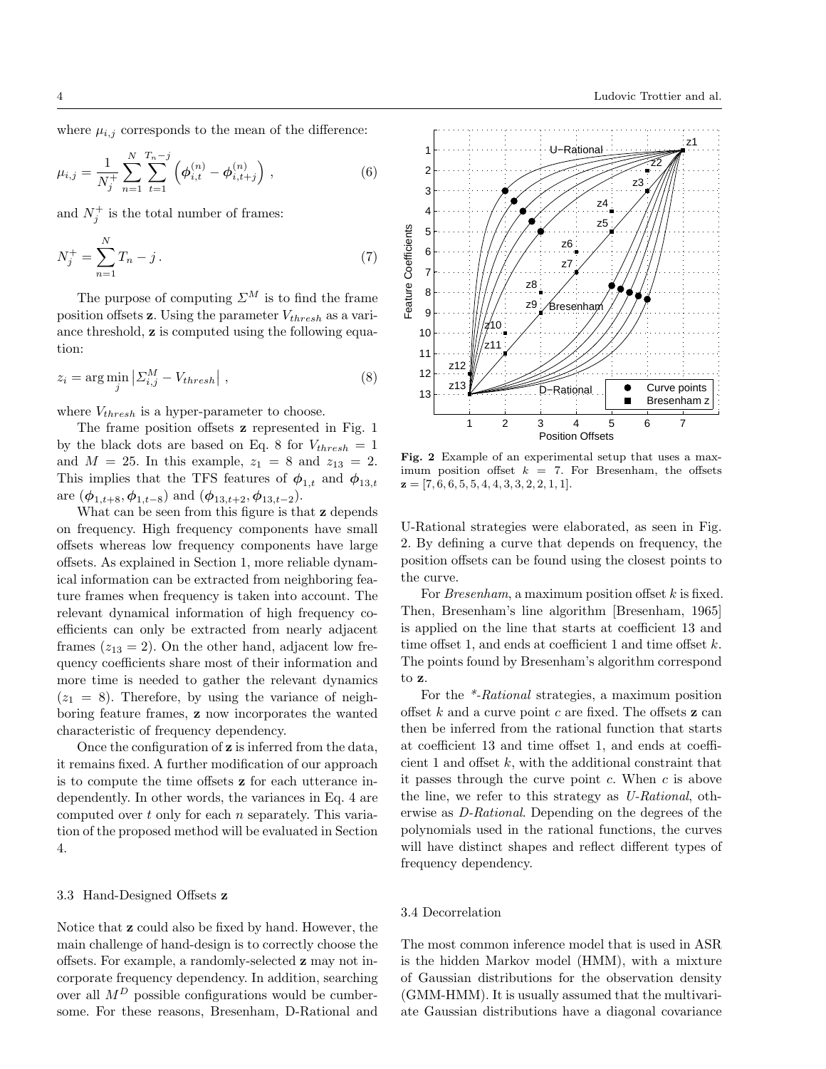where $\mu_{i,j}$ corresponds to the mean of the difference:

$$\mu_{i,j} = \frac{1}{N_j^+} \sum_{n=1}^{N} \sum_{t=1}^{T_n - j} \left( \boldsymbol{\phi}_{i,t}^{(n)} - \boldsymbol{\phi}_{i,t+j}^{(n)} \right) , \tag{6}$$

and $N_j^+$ is the total number of frames:

$$N_j^+ = \sum_{n=1}^{N} T_n - j \,. \tag{7}$$

The purpose of computing $\Sigma^M$ is to find the frame position offsets $\mathbf{z}$. Using the parameter $V_{thresh}$ as a variance threshold, $\mathbf{z}$ is computed using the following equation:

$$z_i = \arg\min_j \left| \Sigma_{i,j}^M - V_{thresh} \right| , \tag{8}$$

where $V_{thresh}$ is a hyper-parameter to choose.

The frame position offsets $\mathbf{z}$ represented in Fig. 1 by the black dots are based on Eq. 8 for $V_{thresh} = 1$ and $M = 25$. In this example, $z_1 = 8$ and $z_{13} = 2$. This implies that the TFS features of $\boldsymbol{\phi}_{1,t}$ and $\boldsymbol{\phi}_{13,t}$ are $(\boldsymbol{\phi}_{1,t+8}, \boldsymbol{\phi}_{1,t-8})$ and $(\boldsymbol{\phi}_{13,t+2}, \boldsymbol{\phi}_{13,t-2})$.

What can be seen from this figure is that $\mathbf{z}$ depends on frequency. High frequency components have small offsets whereas low frequency components have large offsets. As explained in Section 1, more reliable dynamical information can be extracted from neighboring feature frames when frequency is taken into account. The relevant dynamical information of high frequency coefficients can only be extracted from nearly adjacent frames ($z_{13} = 2$). On the other hand, adjacent low frequency coefficients share most of their information and more time is needed to gather the relevant dynamics ($z_1 = 8$). Therefore, by using the variance of neighboring feature frames, $\mathbf{z}$ now incorporates the wanted characteristic of frequency dependency.

Once the configuration of $\mathbf{z}$ is inferred from the data, it remains fixed. A further modification of our approach is to compute the time offsets $\mathbf{z}$ for each utterance independently. In other words, the variances in Eq. 4 are computed over $t$ only for each $n$ separately. This variation of the proposed method will be evaluated in Section 4.

### 3.3 Hand-Designed Offsets z

Notice that $\mathbf{z}$ could also be fixed by hand. However, the main challenge of hand-design is to correctly choose the offsets. For example, a randomly-selected $\mathbf{z}$ may not incorporate frequency dependency. In addition, searching over all $M^D$ possible configurations would be cumbersome. For these reasons, Bresenham, D-Rational and U-Rational strategies were elaborated, as seen in Fig. 2. By defining a curve that depends on frequency, the position offsets can be found using the closest points to the curve.

**Fig. 2** Example of an experimental setup that uses a maximum position offset $k = 7$. For Bresenham, the offsets $\mathbf{z} = [7, 6, 6, 5, 5, 4, 4, 3, 3, 2, 2, 1, 1]$.

For *Bresenham*, a maximum position offset $k$ is fixed. Then, Bresenham's line algorithm [Bresenham, 1965] is applied on the line that starts at coefficient 13 and time offset 1, and ends at coefficient 1 and time offset $k$. The points found by Bresenham's algorithm correspond to $\mathbf{z}$.

For the *\*-Rational* strategies, a maximum position offset $k$ and a curve point $c$ are fixed. The offsets $\mathbf{z}$ can then be inferred from the rational function that starts at coefficient 13 and time offset 1, and ends at coefficient 1 and offset $k$, with the additional constraint that it passes through the curve point $c$. When $c$ is above the line, we refer to this strategy as *U-Rational*, otherwise as *D-Rational*. Depending on the degrees of the polynomials used in the rational functions, the curves will have distinct shapes and reflect different types of frequency dependency.

### 3.4 Decorrelation

The most common inference model that is used in ASR is the hidden Markov model (HMM), with a mixture of Gaussian distributions for the observation density (GMM-HMM). It is usually assumed that the multivariate Gaussian distributions have a diagonal covariance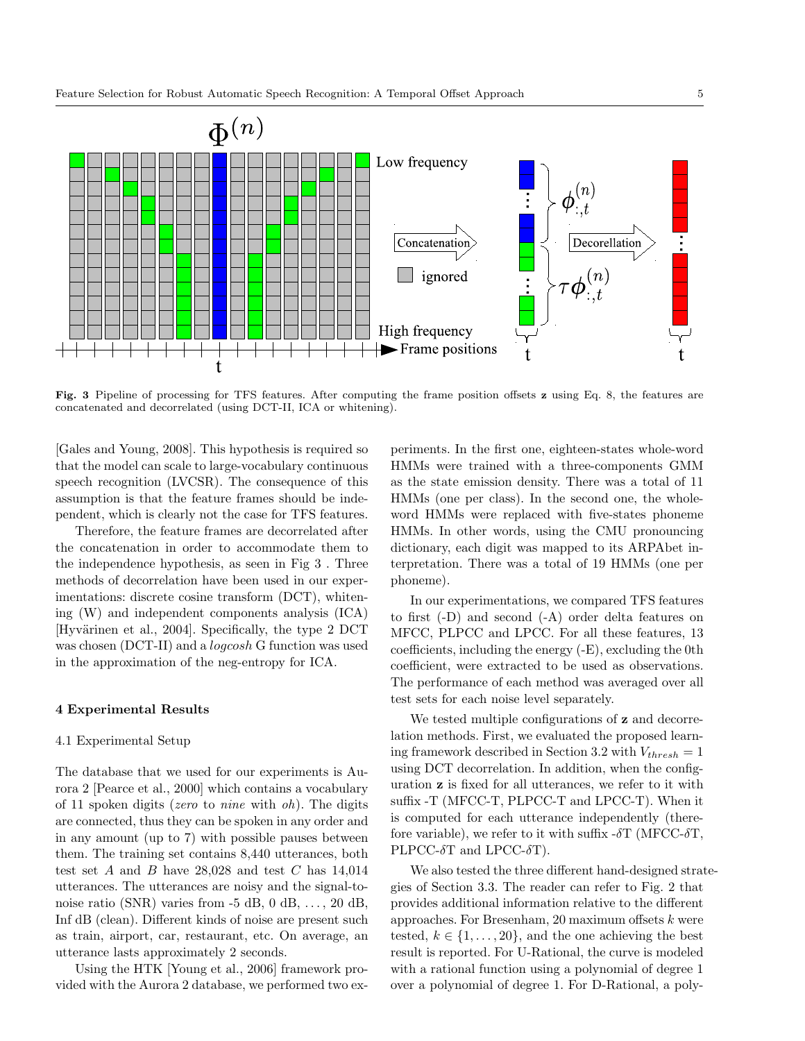Fig. 3 Pipeline of processing for TFS features. After computing the frame position offsets $\mathbf{z}$ using Eq. 8, the features are concatenated and decorrelated (using DCT-II, ICA or whitening).

[Gales and Young, 2008]. This hypothesis is required so that the model can scale to large-vocabulary continuous speech recognition (LVCSR). The consequence of this assumption is that the feature frames should be independent, which is clearly not the case for TFS features.

Therefore, the feature frames are decorrelated after the concatenation in order to accommodate them to the independence hypothesis, as seen in Fig 3 . Three methods of decorrelation have been used in our experimentations: discrete cosine transform (DCT), whitening (W) and independent components analysis (ICA) [Hyvärinen et al., 2004]. Specifically, the type 2 DCT was chosen (DCT-II) and a *logcosh* G function was used in the approximation of the neg-entropy for ICA.

## 4 Experimental Results

### 4.1 Experimental Setup

The database that we used for our experiments is Aurora 2 [Pearce et al., 2000] which contains a vocabulary of 11 spoken digits (*zero* to *nine* with *oh*). The digits are connected, thus they can be spoken in any order and in any amount (up to 7) with possible pauses between them. The training set contains 8,440 utterances, both test set $A$ and $B$ have 28,028 and test $C$ has 14,014 utterances. The utterances are noisy and the signal-to-noise ratio (SNR) varies from -5 dB, 0 dB, $\ldots$, 20 dB, Inf dB (clean). Different kinds of noise are present such as train, airport, car, restaurant, etc. On average, an utterance lasts approximately 2 seconds.

Using the HTK [Young et al., 2006] framework provided with the Aurora 2 database, we performed two experiments. In the first one, eighteen-states whole-word HMMs were trained with a three-components GMM as the state emission density. There was a total of 11 HMMs (one per class). In the second one, the whole-word HMMs were replaced with five-states phoneme HMMs. In other words, using the CMU pronouncing dictionary, each digit was mapped to its ARPAbet interpretation. There was a total of 19 HMMs (one per phoneme).

In our experimentations, we compared TFS features to first (-D) and second (-A) order delta features on MFCC, PLPCC and LPCC. For all these features, 13 coefficients, including the energy (-E), excluding the 0th coefficient, were extracted to be used as observations. The performance of each method was averaged over all test sets for each noise level separately.

We tested multiple configurations of $\mathbf{z}$ and decorrelation methods. First, we evaluated the proposed learning framework described in Section 3.2 with $V_{thresh} = 1$ using DCT decorrelation. In addition, when the configuration $\mathbf{z}$ is fixed for all utterances, we refer to it with suffix -T (MFCC-T, PLPCC-T and LPCC-T). When it is computed for each utterance independently (therefore variable), we refer to it with suffix -$\delta$T (MFCC-$\delta$T, PLPCC-$\delta$T and LPCC-$\delta$T).

We also tested the three different hand-designed strategies of Section 3.3. The reader can refer to Fig. 2 that provides additional information relative to the different approaches. For Bresenham, 20 maximum offsets $k$ were tested, $k \in \{1, \ldots, 20\}$, and the one achieving the best result is reported. For U-Rational, the curve is modeled with a rational function using a polynomial of degree 1 over a polynomial of degree 1. For D-Rational, a poly-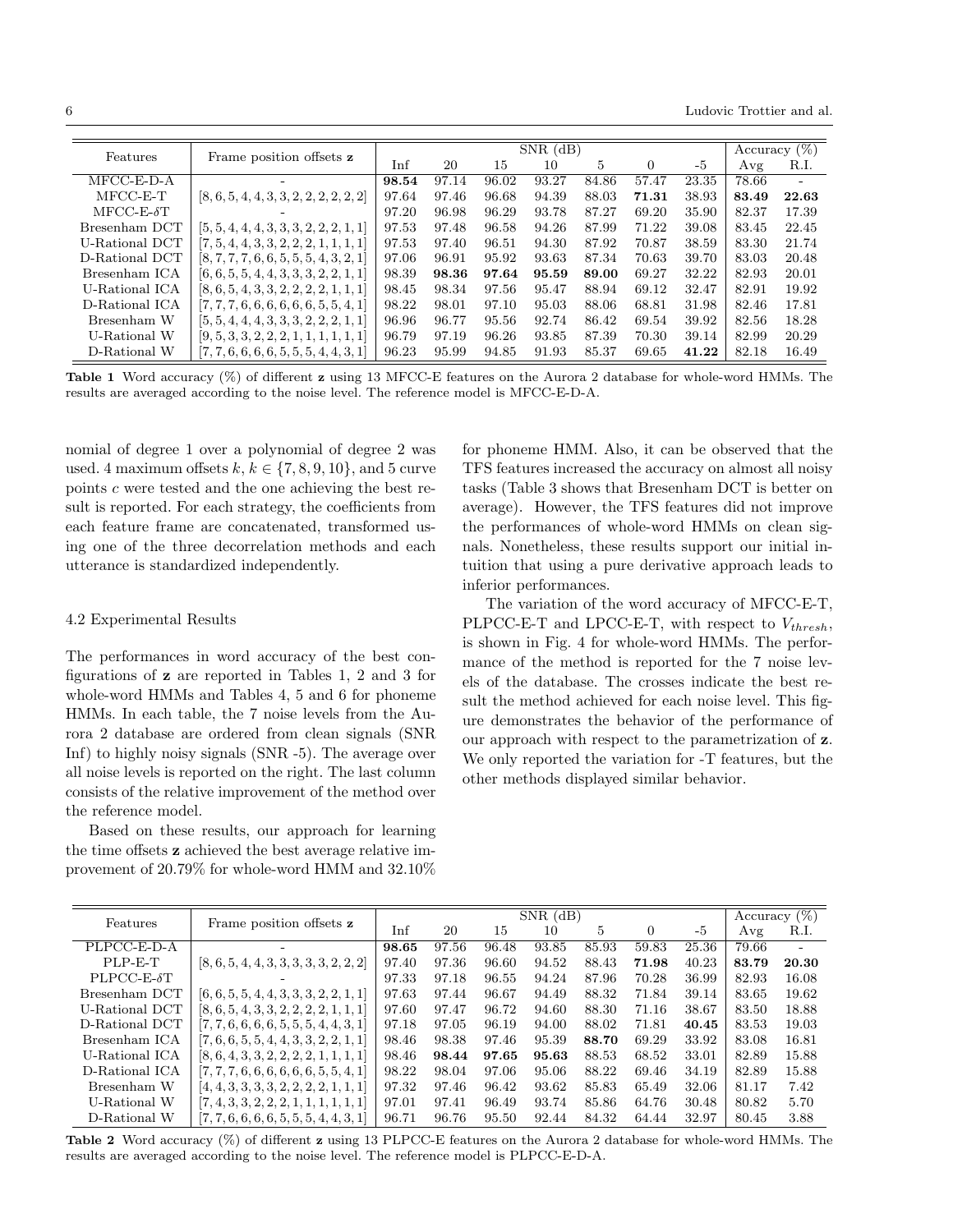| Features | Frame position offsets $\mathbf{z}$ | SNR (dB) | | | | | | | Accuracy (%) | |
|---|---|---|---|---|---|---|---|---|---|---|
| | | Inf | 20 | 15 | 10 | 5 | 0 | -5 | Avg | R.I. |
| MFCC-E-D-A | - | **98.54** | 97.14 | 96.02 | 93.27 | 84.86 | 57.47 | 23.35 | 78.66 | - |
| MFCC-E-T | [8, 6, 5, 4, 4, 3, 3, 2, 2, 2, 2, 2, 2] | 97.64 | 97.46 | 96.68 | 94.39 | 88.03 | **71.31** | 38.93 | **83.49** | **22.63** |
| MFCC-E-$\delta$T | - | 97.20 | 96.98 | 96.29 | 93.78 | 87.27 | 69.20 | 35.90 | 82.37 | 17.39 |
| Bresenham DCT | [5, 5, 4, 4, 4, 3, 3, 3, 2, 2, 2, 1, 1] | 97.53 | 97.48 | 96.58 | 94.26 | 87.99 | 71.22 | 39.08 | 83.45 | 22.45 |
| U-Rational DCT | [7, 5, 4, 4, 3, 3, 2, 2, 2, 1, 1, 1, 1] | 97.53 | 97.40 | 96.51 | 94.30 | 87.92 | 70.87 | 38.59 | 83.30 | 21.74 |
| D-Rational DCT | [8, 7, 7, 7, 6, 6, 5, 5, 5, 4, 3, 2, 1] | 97.06 | 96.91 | 95.92 | 93.63 | 87.34 | 70.63 | 39.70 | 83.03 | 20.48 |
| Bresenham ICA | [6, 6, 5, 5, 4, 4, 3, 3, 3, 2, 2, 1, 1] | 98.39 | **98.36** | **97.64** | **95.59** | **89.00** | 69.27 | 32.22 | 82.93 | 20.01 |
| U-Rational ICA | [8, 6, 5, 4, 3, 3, 2, 2, 2, 2, 1, 1, 1] | 98.45 | 98.34 | 97.56 | 95.47 | 88.94 | 69.12 | 32.47 | 82.91 | 19.92 |
| D-Rational ICA | [7, 7, 7, 6, 6, 6, 6, 6, 6, 5, 5, 4, 1] | 98.22 | 98.01 | 97.10 | 95.03 | 88.06 | 68.81 | 31.98 | 82.46 | 17.81 |
| Bresenham W | [5, 5, 4, 4, 4, 3, 3, 3, 2, 2, 2, 1, 1] | 96.96 | 96.77 | 95.56 | 92.74 | 86.42 | 69.54 | 39.92 | 82.56 | 18.28 |
| U-Rational W | [9, 5, 3, 3, 2, 2, 2, 1, 1, 1, 1, 1, 1] | 96.79 | 97.19 | 96.26 | 93.85 | 87.39 | 70.30 | 39.14 | 82.99 | 20.29 |
| D-Rational W | [7, 7, 6, 6, 6, 6, 5, 5, 5, 4, 4, 3, 1] | 96.23 | 95.99 | 94.85 | 91.93 | 85.37 | 69.65 | **41.22** | 82.18 | 16.49 |

**Table 1** Word accuracy (%) of different $\mathbf{z}$ using 13 MFCC-E features on the Aurora 2 database for whole-word HMMs. The results are averaged according to the noise level. The reference model is MFCC-E-D-A.

nomial of degree 1 over a polynomial of degree 2 was used. 4 maximum offsets $k$, $k \in \{7, 8, 9, 10\}$, and 5 curve points $c$ were tested and the one achieving the best result is reported. For each strategy, the coefficients from each feature frame are concatenated, transformed using one of the three decorrelation methods and each utterance is standardized independently.

### 4.2 Experimental Results

The performances in word accuracy of the best configurations of $\mathbf{z}$ are reported in Tables 1, 2 and 3 for whole-word HMMs and Tables 4, 5 and 6 for phoneme HMMs. In each table, the 7 noise levels from the Aurora 2 database are ordered from clean signals (SNR Inf) to highly noisy signals (SNR -5). The average over all noise levels is reported on the right. The last column consists of the relative improvement of the method over the reference model.

Based on these results, our approach for learning the time offsets $\mathbf{z}$ achieved the best average relative improvement of 20.79% for whole-word HMM and 32.10% for phoneme HMM. Also, it can be observed that the TFS features increased the accuracy on almost all noisy tasks (Table 3 shows that Bresenham DCT is better on average). However, the TFS features did not improve the performances of whole-word HMMs on clean signals. Nonetheless, these results support our initial intuition that using a pure derivative approach leads to inferior performances.

The variation of the word accuracy of MFCC-E-T, PLPCC-E-T and LPCC-E-T, with respect to $V_{thresh}$, is shown in Fig. 4 for whole-word HMMs. The performance of the method is reported for the 7 noise levels of the database. The crosses indicate the best result the method achieved for each noise level. This figure demonstrates the behavior of the performance of our approach with respect to the parametrization of $\mathbf{z}$. We only reported the variation for -T features, but the other methods displayed similar behavior.

| Features | Frame position offsets $\mathbf{z}$ | SNR (dB) | | | | | | | Accuracy (%) | |
|---|---|---|---|---|---|---|---|---|---|---|
| | | Inf | 20 | 15 | 10 | 5 | 0 | -5 | Avg | R.I. |
| PLPCC-E-D-A | - | **98.65** | 97.56 | 96.48 | 93.85 | 85.93 | 59.83 | 25.36 | 79.66 | - |
| PLP-E-T | [8, 6, 5, 4, 4, 3, 3, 3, 3, 3, 2, 2, 2] | 97.40 | 97.36 | 96.60 | 94.52 | 88.43 | **71.98** | 40.23 | **83.79** | **20.30** |
| PLPCC-E-$\delta$T | - | 97.33 | 97.18 | 96.55 | 94.24 | 87.96 | 70.28 | 36.99 | 82.93 | 16.08 |
| Bresenham DCT | [6, 6, 5, 5, 4, 4, 3, 3, 3, 2, 2, 1, 1] | 97.63 | 97.44 | 96.67 | 94.49 | 88.32 | 71.84 | 39.14 | 83.65 | 19.62 |
| U-Rational DCT | [8, 6, 5, 4, 3, 3, 2, 2, 2, 2, 1, 1, 1] | 97.60 | 97.47 | 96.72 | 94.60 | 88.30 | 71.16 | 38.67 | 83.50 | 18.88 |
| D-Rational DCT | [7, 7, 6, 6, 6, 6, 5, 5, 5, 4, 4, 3, 1] | 97.18 | 97.05 | 96.19 | 94.00 | 88.02 | 71.81 | **40.45** | 83.53 | 19.03 |
| Bresenham ICA | [7, 6, 6, 5, 5, 4, 4, 3, 3, 2, 2, 1, 1] | 98.46 | 98.38 | 97.46 | 95.39 | **88.70** | 69.29 | 33.92 | 83.08 | 16.81 |
| U-Rational ICA | [8, 6, 4, 3, 3, 2, 2, 2, 2, 1, 1, 1, 1] | 98.46 | **98.44** | **97.65** | **95.63** | 88.53 | 68.52 | 33.01 | 82.89 | 15.88 |
| D-Rational ICA | [7, 7, 7, 6, 6, 6, 6, 6, 6, 5, 5, 4, 1] | 98.22 | 98.04 | 97.06 | 95.06 | 88.22 | 69.46 | 34.19 | 82.89 | 15.88 |
| Bresenham W | [4, 4, 3, 3, 3, 3, 2, 2, 2, 2, 1, 1, 1] | 97.32 | 97.46 | 96.42 | 93.62 | 85.83 | 65.49 | 32.06 | 81.17 | 7.42 |
| U-Rational W | [7, 4, 3, 3, 2, 2, 2, 1, 1, 1, 1, 1, 1] | 97.01 | 97.41 | 96.49 | 93.74 | 85.86 | 64.76 | 30.48 | 80.82 | 5.70 |
| D-Rational W | [7, 7, 6, 6, 6, 6, 5, 5, 5, 4, 4, 3, 1] | 96.71 | 96.76 | 95.50 | 92.44 | 84.32 | 64.44 | 32.97 | 80.45 | 3.88 |

**Table 2** Word accuracy (%) of different $\mathbf{z}$ using 13 PLPCC-E features on the Aurora 2 database for whole-word HMMs. The results are averaged according to the noise level. The reference model is PLPCC-E-D-A.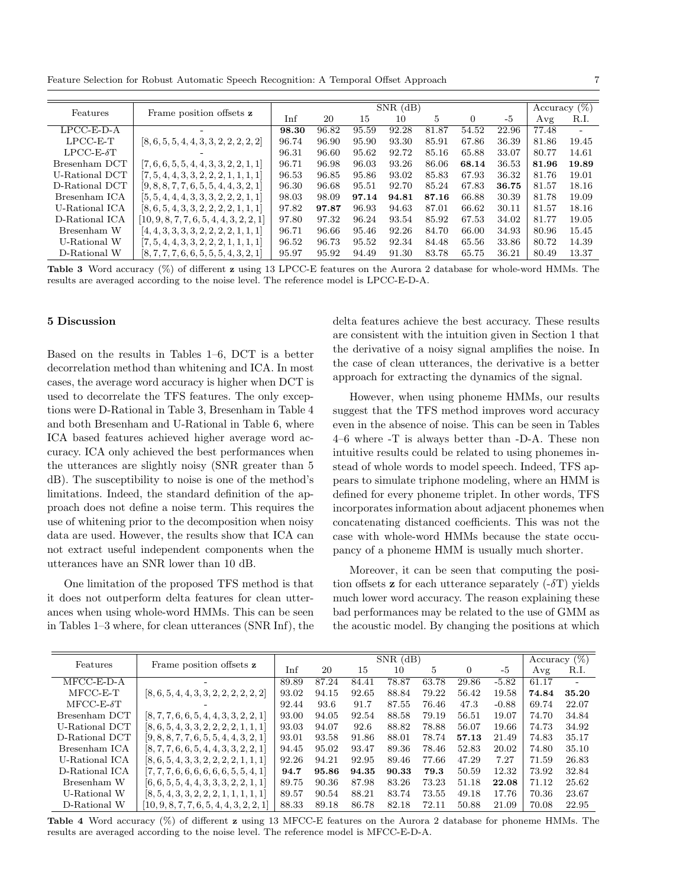| Features | Frame position offsets $\mathbf{z}$ | SNR (dB) | | | | | | | Accuracy (%) | |
|---|---|---|---|---|---|---|---|---|---|---|
| | | Inf | 20 | 15 | 10 | 5 | 0 | -5 | Avg | R.I. |
| LPCC-E-D-A | - | **98.30** | 96.82 | 95.59 | 92.28 | 81.87 | 54.52 | 22.96 | 77.48 | - |
| LPCC-E-T | [8, 6, 5, 5, 4, 4, 3, 3, 2, 2, 2, 2, 2] | 96.74 | 96.90 | 95.90 | 93.30 | 85.91 | 67.86 | 36.39 | 81.86 | 19.45 |
| LPCC-E-$\delta$T | - | 96.31 | 96.60 | 95.62 | 92.72 | 85.16 | 65.88 | 33.07 | 80.77 | 14.61 |
| Bresenham DCT | [7, 6, 6, 5, 5, 4, 4, 3, 3, 2, 2, 1, 1] | 96.71 | 96.98 | 96.03 | 93.26 | 86.06 | **68.14** | 36.53 | **81.96** | **19.89** |
| U-Rational DCT | [7, 5, 4, 4, 3, 3, 2, 2, 2, 1, 1, 1, 1] | 96.53 | 96.85 | 95.86 | 93.02 | 85.83 | 67.93 | 36.32 | 81.76 | 19.01 |
| D-Rational DCT | [9, 8, 8, 7, 7, 6, 5, 5, 4, 4, 3, 2, 1] | 96.30 | 96.68 | 95.51 | 92.70 | 85.24 | 67.83 | **36.75** | 81.57 | 18.16 |
| Bresenham ICA | [5, 5, 4, 4, 4, 3, 3, 3, 2, 2, 2, 1, 1] | 98.03 | 98.09 | **97.14** | **94.81** | **87.16** | 66.88 | 30.39 | 81.78 | 19.09 |
| U-Rational ICA | [8, 6, 5, 4, 3, 3, 2, 2, 2, 2, 1, 1, 1] | 97.82 | **97.87** | 96.93 | 94.63 | 87.01 | 66.62 | 30.11 | 81.57 | 18.16 |
| D-Rational ICA | [10, 9, 8, 7, 7, 6, 5, 4, 4, 3, 2, 2, 1] | 97.80 | 97.32 | 96.24 | 93.54 | 85.92 | 67.53 | 34.02 | 81.77 | 19.05 |
| Bresenham W | [4, 4, 3, 3, 3, 3, 2, 2, 2, 2, 1, 1, 1] | 96.71 | 96.66 | 95.46 | 92.26 | 84.70 | 66.00 | 34.93 | 80.96 | 15.45 |
| U-Rational W | [7, 5, 4, 4, 3, 3, 2, 2, 2, 1, 1, 1, 1] | 96.52 | 96.73 | 95.52 | 92.34 | 84.48 | 65.56 | 33.86 | 80.72 | 14.39 |
| D-Rational W | [8, 7, 7, 7, 6, 6, 5, 5, 5, 4, 3, 2, 1] | 95.97 | 95.92 | 94.49 | 91.30 | 83.78 | 65.75 | 36.21 | 80.49 | 13.37 |

**Table 3** Word accuracy (%) of different $\mathbf{z}$ using 13 LPCC-E features on the Aurora 2 database for whole-word HMMs. The results are averaged according to the noise level. The reference model is LPCC-E-D-A.

## 5 Discussion

Based on the results in Tables 1–6, DCT is a better decorrelation method than whitening and ICA. In most cases, the average word accuracy is higher when DCT is used to decorrelate the TFS features. The only exceptions were D-Rational in Table 3, Bresenham in Table 4 and both Bresenham and U-Rational in Table 6, where ICA based features achieved higher average word accuracy. ICA only achieved the best performances when the utterances are slightly noisy (SNR greater than 5 dB). The susceptibility to noise is one of the method's limitations. Indeed, the standard definition of the approach does not define a noise term. This requires the use of whitening prior to the decomposition when noisy data are used. However, the results show that ICA can not extract useful independent components when the utterances have an SNR lower than 10 dB.

One limitation of the proposed TFS method is that it does not outperform delta features for clean utterances when using whole-word HMMs. This can be seen in Tables 1–3 where, for clean utterances (SNR Inf), the delta features achieve the best accuracy. These results are consistent with the intuition given in Section 1 that the derivative of a noisy signal amplifies the noise. In the case of clean utterances, the derivative is a better approach for extracting the dynamics of the signal.

However, when using phoneme HMMs, our results suggest that the TFS method improves word accuracy even in the absence of noise. This can be seen in Tables 4–6 where -T is always better than -D-A. These non intuitive results could be related to using phonemes instead of whole words to model speech. Indeed, TFS appears to simulate triphone modeling, where an HMM is defined for every phoneme triplet. In other words, TFS incorporates information about adjacent phonemes when concatenating distanced coefficients. This was not the case with whole-word HMMs because the state occupancy of a phoneme HMM is usually much shorter.

Moreover, it can be seen that computing the position offsets $\mathbf{z}$ for each utterance separately (-$\delta$T) yields much lower word accuracy. The reason explaining these bad performances may be related to the use of GMM as the acoustic model. By changing the positions at which

| Features | Frame position offsets $\mathbf{z}$ | SNR (dB) | | | | | | | Accuracy (%) | |
|---|---|---|---|---|---|---|---|---|---|---|
| | | Inf | 20 | 15 | 10 | 5 | 0 | -5 | Avg | R.I. |
| MFCC-E-D-A | - | 89.89 | 87.24 | 84.41 | 78.87 | 63.78 | 29.86 | -5.82 | 61.17 | - |
| MFCC-E-T | [8, 6, 5, 4, 4, 3, 3, 2, 2, 2, 2, 2, 2] | 93.02 | 94.15 | 92.65 | 88.84 | 79.22 | 56.42 | 19.58 | **74.84** | **35.20** |
| MFCC-E-$\delta$T | - | 92.44 | 93.6 | 91.7 | 87.55 | 76.46 | 47.3 | -0.88 | 69.74 | 22.07 |
| Bresenham DCT | [8, 7, 7, 6, 6, 5, 4, 4, 3, 3, 2, 2, 1] | 93.00 | 94.05 | 92.54 | 88.58 | 79.19 | 56.51 | 19.07 | 74.70 | 34.84 |
| U-Rational DCT | [8, 6, 5, 4, 3, 3, 2, 2, 2, 2, 1, 1, 1] | 93.03 | 94.07 | 92.6 | 88.82 | 78.88 | 56.07 | 19.66 | 74.73 | 34.92 |
| D-Rational DCT | [9, 8, 8, 7, 7, 6, 6, 5, 5, 4, 4, 3, 2, 1] | 93.01 | 93.58 | 91.86 | 88.01 | 78.74 | **57.13** | 21.49 | 74.83 | 35.17 |
| Bresenham ICA | [8, 7, 7, 6, 6, 5, 4, 4, 3, 3, 2, 2, 1] | 94.45 | 95.02 | 93.47 | 89.36 | 78.46 | 52.83 | 20.02 | 74.80 | 35.10 |
| U-Rational ICA | [8, 6, 5, 4, 3, 3, 2, 2, 2, 2, 1, 1, 1] | 92.26 | 94.21 | 92.95 | 89.46 | 77.66 | 47.29 | 7.27 | 71.59 | 26.83 |
| D-Rational ICA | [7, 7, 7, 6, 6, 6, 6, 6, 6, 5, 5, 4, 1] | **94.7** | **95.86** | **94.35** | **90.33** | **79.3** | 50.59 | 12.32 | 73.92 | 32.84 |
| Bresenham W | [6, 6, 5, 5, 4, 4, 3, 3, 3, 2, 2, 1, 1] | 89.75 | 90.36 | 87.98 | 83.26 | 73.23 | 51.18 | **22.08** | 71.12 | 25.62 |
| U-Rational W | [8, 5, 4, 3, 3, 2, 2, 2, 1, 1, 1, 1, 1] | 89.57 | 90.54 | 88.21 | 83.74 | 73.55 | 49.18 | 17.76 | 70.36 | 23.67 |
| D-Rational W | [10, 9, 8, 7, 7, 6, 5, 4, 4, 3, 2, 2, 1] | 88.33 | 89.18 | 86.78 | 82.18 | 72.11 | 50.88 | 21.09 | 70.08 | 22.95 |

**Table 4** Word accuracy (%) of different $\mathbf{z}$ using 13 MFCC-E features on the Aurora 2 database for phoneme HMMs. The results are averaged according to the noise level. The reference model is MFCC-E-D-A.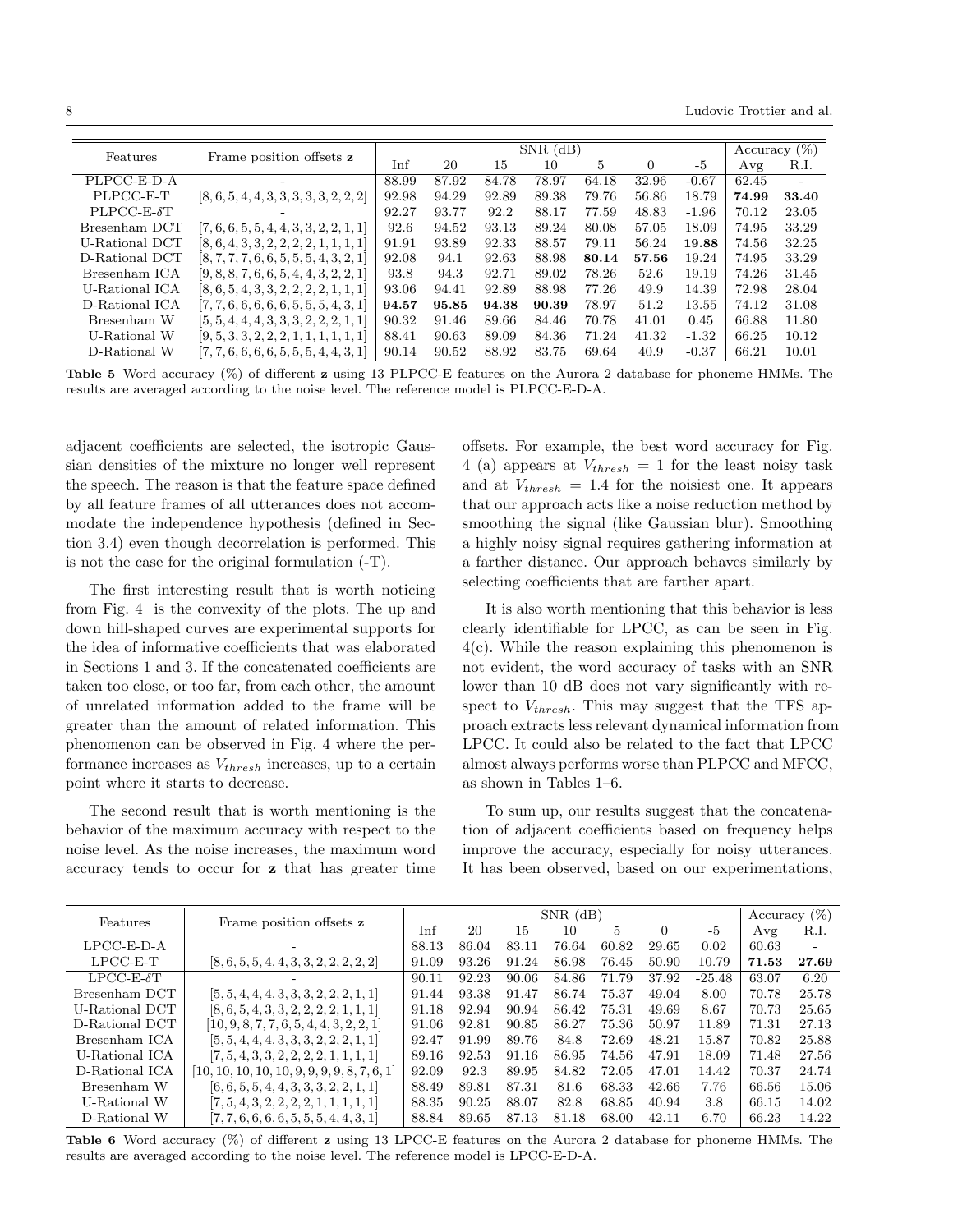| Features | Frame position offsets **z** | SNR (dB) | | | | | | | Accuracy (%) | |
|---|---|---|---|---|---|---|---|---|---|---|
| | | Inf | 20 | 15 | 10 | 5 | 0 | -5 | Avg | R.I. |
| PLPCC-E-D-A | - | 88.99 | 87.92 | 84.78 | 78.97 | 64.18 | 32.96 | -0.67 | 62.45 | - |
| PLPCC-E-T | [8, 6, 5, 4, 4, 3, 3, 3, 3, 3, 2, 2, 2] | 92.98 | 94.29 | 92.89 | 89.38 | 79.76 | 56.86 | 18.79 | **74.99** | **33.40** |
| PLPCC-E-$\delta$T | - | 92.27 | 93.77 | 92.2 | 88.17 | 77.59 | 48.83 | -1.96 | 70.12 | 23.05 |
| Bresenham DCT | [7, 6, 6, 5, 5, 4, 4, 3, 3, 2, 2, 1, 1] | 92.6 | 94.52 | 93.13 | 89.24 | 80.08 | 57.05 | 18.09 | 74.95 | 33.29 |
| U-Rational DCT | [8, 6, 4, 3, 3, 2, 2, 2, 2, 1, 1, 1, 1] | 91.91 | 93.89 | 92.33 | 88.57 | 79.11 | 56.24 | **19.88** | 74.56 | 32.25 |
| D-Rational DCT | [8, 7, 7, 7, 6, 6, 5, 5, 5, 4, 3, 2, 1] | 92.08 | 94.1 | 92.63 | 88.98 | **80.14** | **57.56** | 19.24 | 74.95 | 33.29 |
| Bresenham ICA | [9, 8, 8, 7, 6, 6, 5, 4, 4, 3, 2, 2, 1] | 93.8 | 94.3 | 92.71 | 89.02 | 78.26 | 52.6 | 19.19 | 74.26 | 31.45 |
| U-Rational ICA | [8, 6, 5, 4, 3, 3, 2, 2, 2, 2, 1, 1, 1] | 93.06 | 94.41 | 92.89 | 88.98 | 77.26 | 49.9 | 14.39 | 72.98 | 28.04 |
| D-Rational ICA | [7, 7, 6, 6, 6, 6, 6, 5, 5, 5, 4, 3, 1] | **94.57** | **95.85** | **94.38** | **90.39** | 78.97 | 51.2 | 13.55 | 74.12 | 31.08 |
| Bresenham W | [5, 5, 4, 4, 4, 3, 3, 3, 2, 2, 2, 1, 1] | 90.32 | 91.46 | 89.66 | 84.46 | 70.78 | 41.01 | 0.45 | 66.88 | 11.80 |
| U-Rational W | [9, 5, 3, 3, 2, 2, 2, 1, 1, 1, 1, 1, 1] | 88.41 | 90.63 | 89.09 | 84.36 | 71.24 | 41.32 | -1.32 | 66.25 | 10.12 |
| D-Rational W | [7, 7, 6, 6, 6, 6, 5, 5, 5, 4, 4, 3, 1] | 90.14 | 90.52 | 88.92 | 83.75 | 69.64 | 40.9 | -0.37 | 66.21 | 10.01 |

**Table 5** Word accuracy (%) of different **z** using 13 PLPCC-E features on the Aurora 2 database for phoneme HMMs. The results are averaged according to the noise level. The reference model is PLPCC-E-D-A.

adjacent coefficients are selected, the isotropic Gaussian densities of the mixture no longer well represent the speech. The reason is that the feature space defined by all feature frames of all utterances does not accommodate the independence hypothesis (defined in Section 3.4) even though decorrelation is performed. This is not the case for the original formulation (-T).

The first interesting result that is worth noticing from Fig. 4 is the convexity of the plots. The up and down hill-shaped curves are experimental supports for the idea of informative coefficients that was elaborated in Sections 1 and 3. If the concatenated coefficients are taken too close, or too far, from each other, the amount of unrelated information added to the frame will be greater than the amount of related information. This phenomenon can be observed in Fig. 4 where the performance increases as $V_{thresh}$ increases, up to a certain point where it starts to decrease.

The second result that is worth mentioning is the behavior of the maximum accuracy with respect to the noise level. As the noise increases, the maximum word accuracy tends to occur for **z** that has greater time offsets. For example, the best word accuracy for Fig. 4 (a) appears at $V_{thresh} = 1$ for the least noisy task and at $V_{thresh} = 1.4$ for the noisiest one. It appears that our approach acts like a noise reduction method by smoothing the signal (like Gaussian blur). Smoothing a highly noisy signal requires gathering information at a farther distance. Our approach behaves similarly by selecting coefficients that are farther apart.

It is also worth mentioning that this behavior is less clearly identifiable for LPCC, as can be seen in Fig. 4(c). While the reason explaining this phenomenon is not evident, the word accuracy of tasks with an SNR lower than 10 dB does not vary significantly with respect to $V_{thresh}$. This may suggest that the TFS approach extracts less relevant dynamical information from LPCC. It could also be related to the fact that LPCC almost always performs worse than PLPCC and MFCC, as shown in Tables 1–6.

To sum up, our results suggest that the concatenation of adjacent coefficients based on frequency helps improve the accuracy, especially for noisy utterances. It has been observed, based on our experimentations,

| Features | Frame position offsets **z** | SNR (dB) | | | | | | | Accuracy (%) | |
|---|---|---|---|---|---|---|---|---|---|---|
| | | Inf | 20 | 15 | 10 | 5 | 0 | -5 | Avg | R.I. |
| LPCC-E-D-A | - | 88.13 | 86.04 | 83.11 | 76.64 | 60.82 | 29.65 | 0.02 | 60.63 | - |
| LPCC-E-T | [8, 6, 5, 5, 4, 4, 3, 3, 2, 2, 2, 2, 2] | 91.09 | 93.26 | 91.24 | 86.98 | 76.45 | 50.90 | 10.79 | **71.53** | **27.69** |
| LPCC-E-$\delta$T | - | 90.11 | 92.23 | 90.06 | 84.86 | 71.79 | 37.92 | -25.48 | 63.07 | 6.20 |
| Bresenham DCT | [5, 5, 4, 4, 4, 3, 3, 3, 2, 2, 2, 1, 1] | 91.44 | 93.38 | 91.47 | 86.74 | 75.37 | 49.04 | 8.00 | 70.78 | 25.78 |
| U-Rational DCT | [8, 6, 5, 4, 3, 3, 2, 2, 2, 2, 1, 1, 1] | 91.18 | 92.94 | 90.94 | 86.42 | 75.31 | 49.69 | 8.67 | 70.73 | 25.65 |
| D-Rational DCT | [10, 9, 8, 7, 7, 6, 5, 4, 4, 3, 2, 2, 1] | 91.06 | 92.81 | 90.85 | 86.27 | 75.36 | 50.97 | 11.89 | 71.31 | 27.13 |
| Bresenham ICA | [5, 5, 4, 4, 4, 3, 3, 3, 2, 2, 2, 1, 1] | 92.47 | 91.99 | 89.76 | 84.8 | 72.69 | 48.21 | 15.87 | 70.82 | 25.88 |
| U-Rational ICA | [7, 5, 4, 3, 3, 2, 2, 2, 2, 1, 1, 1, 1] | 89.16 | 92.53 | 91.16 | 86.95 | 74.56 | 47.91 | 18.09 | 71.48 | 27.56 |
| D-Rational ICA | [10, 10, 10, 10, 10, 9, 9, 9, 9, 8, 7, 6, 1] | 92.09 | 92.3 | 89.95 | 84.82 | 72.05 | 47.01 | 14.42 | 70.37 | 24.74 |
| Bresenham W | [6, 6, 5, 5, 4, 4, 3, 3, 3, 2, 2, 1, 1] | 88.49 | 89.81 | 87.31 | 81.6 | 68.33 | 42.66 | 7.76 | 66.56 | 15.06 |
| U-Rational W | [7, 5, 4, 3, 2, 2, 2, 2, 1, 1, 1, 1, 1] | 88.35 | 90.25 | 88.07 | 82.8 | 68.85 | 40.94 | 3.8 | 66.15 | 14.02 |
| D-Rational W | [7, 7, 6, 6, 6, 6, 5, 5, 5, 5, 4, 4, 3, 1] | 88.84 | 89.65 | 87.13 | 81.18 | 68.00 | 42.11 | 6.70 | 66.23 | 14.22 |

**Table 6** Word accuracy (%) of different **z** using 13 LPCC-E features on the Aurora 2 database for phoneme HMMs. The results are averaged according to the noise level. The reference model is LPCC-E-D-A.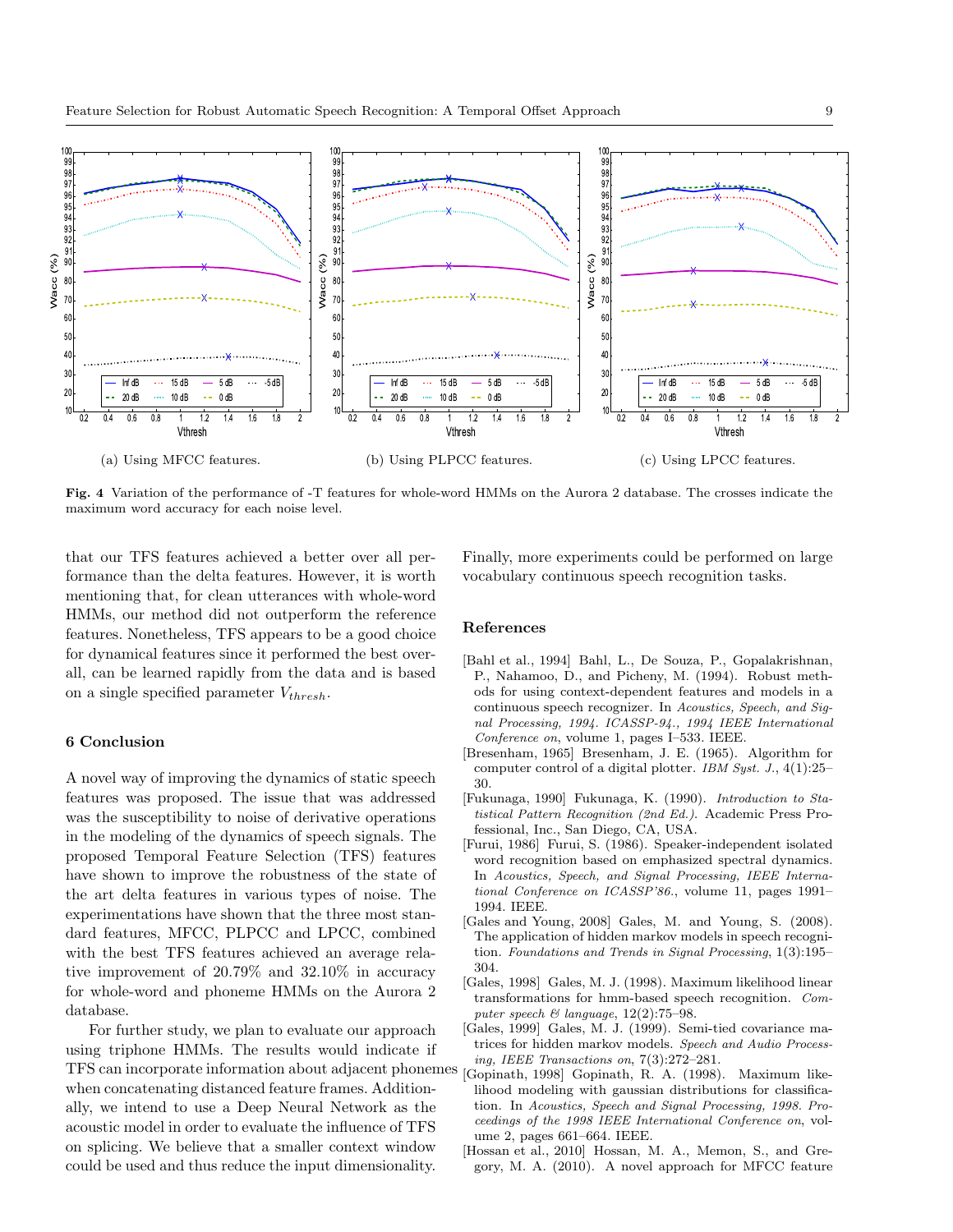(a) Using MFCC features.

(b) Using PLPCC features.

(c) Using LPCC features.

**Fig. 4** Variation of the performance of -T features for whole-word HMMs on the Aurora 2 database. The crosses indicate the maximum word accuracy for each noise level.

that our TFS features achieved a better over all performance than the delta features. However, it is worth mentioning that, for clean utterances with whole-word HMMs, our method did not outperform the reference features. Nonetheless, TFS appears to be a good choice for dynamical features since it performed the best overall, can be learned rapidly from the data and is based on a single specified parameter $V_{thresh}$.

## 6 Conclusion

A novel way of improving the dynamics of static speech features was proposed. The issue that was addressed was the susceptibility to noise of derivative operations in the modeling of the dynamics of speech signals. The proposed Temporal Feature Selection (TFS) features have shown to improve the robustness of the state of the art delta features in various types of noise. The experimentations have shown that the three most standard features, MFCC, PLPCC and LPCC, combined with the best TFS features achieved an average relative improvement of 20.79% and 32.10% in accuracy for whole-word and phoneme HMMs on the Aurora 2 database.

For further study, we plan to evaluate our approach using triphone HMMs. The results would indicate if TFS can incorporate information about adjacent phonemes when concatenating distanced feature frames. Additionally, we intend to use a Deep Neural Network as the acoustic model in order to evaluate the influence of TFS on splicing. We believe that a smaller context window could be used and thus reduce the input dimensionality. Finally, more experiments could be performed on large vocabulary continuous speech recognition tasks.

## References

[Bahl et al., 1994] Bahl, L., De Souza, P., Gopalakrishnan, P., Nahamoo, D., and Picheny, M. (1994). Robust methods for using context-dependent features and models in a continuous speech recognizer. In *Acoustics, Speech, and Signal Processing, 1994. ICASSP-94., 1994 IEEE International Conference on*, volume 1, pages I–533. IEEE.

[Bresenham, 1965] Bresenham, J. E. (1965). Algorithm for computer control of a digital plotter. *IBM Syst. J.*, 4(1):25–30.

[Fukunaga, 1990] Fukunaga, K. (1990). *Introduction to Statistical Pattern Recognition (2nd Ed.)*. Academic Press Professional, Inc., San Diego, CA, USA.

[Furui, 1986] Furui, S. (1986). Speaker-independent isolated word recognition based on emphasized spectral dynamics. In *Acoustics, Speech, and Signal Processing, IEEE International Conference on ICASSP'86.*, volume 11, pages 1991–1994. IEEE.

[Gales and Young, 2008] Gales, M. and Young, S. (2008). The application of hidden markov models in speech recognition. *Foundations and Trends in Signal Processing*, 1(3):195–304.

[Gales, 1998] Gales, M. J. (1998). Maximum likelihood linear transformations for hmm-based speech recognition. *Computer speech & language*, 12(2):75–98.

[Gales, 1999] Gales, M. J. (1999). Semi-tied covariance matrices for hidden markov models. *Speech and Audio Processing, IEEE Transactions on*, 7(3):272–281.

[Gopinath, 1998] Gopinath, R. A. (1998). Maximum likelihood modeling with gaussian distributions for classification. In *Acoustics, Speech and Signal Processing, 1998. Proceedings of the 1998 IEEE International Conference on*, volume 2, pages 661–664. IEEE.

[Hossan et al., 2010] Hossan, M. A., Memon, S., and Gregory, M. A. (2010). A novel approach for MFCC feature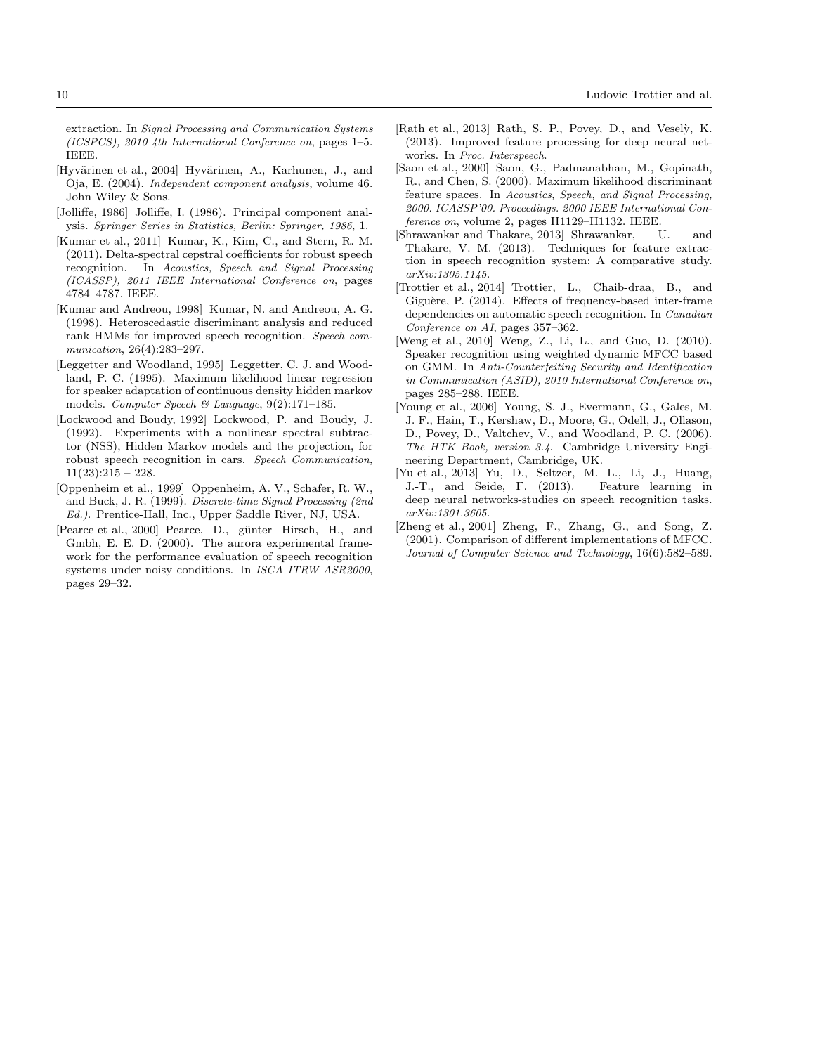extraction. In *Signal Processing and Communication Systems (ICSPCS), 2010 4th International Conference on*, pages 1–5. IEEE.

[Hyvärinen et al., 2004] Hyvärinen, A., Karhunen, J., and Oja, E. (2004). *Independent component analysis*, volume 46. John Wiley & Sons.

[Jolliffe, 1986] Jolliffe, I. (1986). Principal component analysis. *Springer Series in Statistics, Berlin: Springer, 1986*, 1.

[Kumar et al., 2011] Kumar, K., Kim, C., and Stern, R. M. (2011). Delta-spectral cepstral coefficients for robust speech recognition. In *Acoustics, Speech and Signal Processing (ICASSP), 2011 IEEE International Conference on*, pages 4784–4787. IEEE.

[Kumar and Andreou, 1998] Kumar, N. and Andreou, A. G. (1998). Heteroscedastic discriminant analysis and reduced rank HMMs for improved speech recognition. *Speech communication*, 26(4):283–297.

[Leggetter and Woodland, 1995] Leggetter, C. J. and Woodland, P. C. (1995). Maximum likelihood linear regression for speaker adaptation of continuous density hidden markov models. *Computer Speech & Language*, 9(2):171–185.

[Lockwood and Boudy, 1992] Lockwood, P. and Boudy, J. (1992). Experiments with a nonlinear spectral subtractor (NSS), Hidden Markov models and the projection, for robust speech recognition in cars. *Speech Communication*, 11(23):215 – 228.

[Oppenheim et al., 1999] Oppenheim, A. V., Schafer, R. W., and Buck, J. R. (1999). *Discrete-time Signal Processing (2nd Ed.)*. Prentice-Hall, Inc., Upper Saddle River, NJ, USA.

[Pearce et al., 2000] Pearce, D., günter Hirsch, H., and Gmbh, E. E. D. (2000). The aurora experimental framework for the performance evaluation of speech recognition systems under noisy conditions. In *ISCA ITRW ASR2000*, pages 29–32.

[Rath et al., 2013] Rath, S. P., Povey, D., and Veselỳ, K. (2013). Improved feature processing for deep neural networks. In *Proc. Interspeech*.

[Saon et al., 2000] Saon, G., Padmanabhan, M., Gopinath, R., and Chen, S. (2000). Maximum likelihood discriminant feature spaces. In *Acoustics, Speech, and Signal Processing, 2000. ICASSP'00. Proceedings. 2000 IEEE International Conference on*, volume 2, pages II1129–II1132. IEEE.

[Shrawankar and Thakare, 2013] Shrawankar, U. and Thakare, V. M. (2013). Techniques for feature extraction in speech recognition system: A comparative study. *arXiv:1305.1145*.

[Trottier et al., 2014] Trottier, L., Chaib-draa, B., and Giguère, P. (2014). Effects of frequency-based inter-frame dependencies on automatic speech recognition. In *Canadian Conference on AI*, pages 357–362.

[Weng et al., 2010] Weng, Z., Li, L., and Guo, D. (2010). Speaker recognition using weighted dynamic MFCC based on GMM. In *Anti-Counterfeiting Security and Identification in Communication (ASID), 2010 International Conference on*, pages 285–288. IEEE.

[Young et al., 2006] Young, S. J., Evermann, G., Gales, M. J. F., Hain, T., Kershaw, D., Moore, G., Odell, J., Ollason, D., Povey, D., Valtchev, V., and Woodland, P. C. (2006). *The HTK Book, version 3.4*. Cambridge University Engineering Department, Cambridge, UK.

[Yu et al., 2013] Yu, D., Seltzer, M. L., Li, J., Huang, J.-T., and Seide, F. (2013). Feature learning in deep neural networks-studies on speech recognition tasks. *arXiv:1301.3605*.

[Zheng et al., 2001] Zheng, F., Zhang, G., and Song, Z. (2001). Comparison of different implementations of MFCC. *Journal of Computer Science and Technology*, 16(6):582–589.